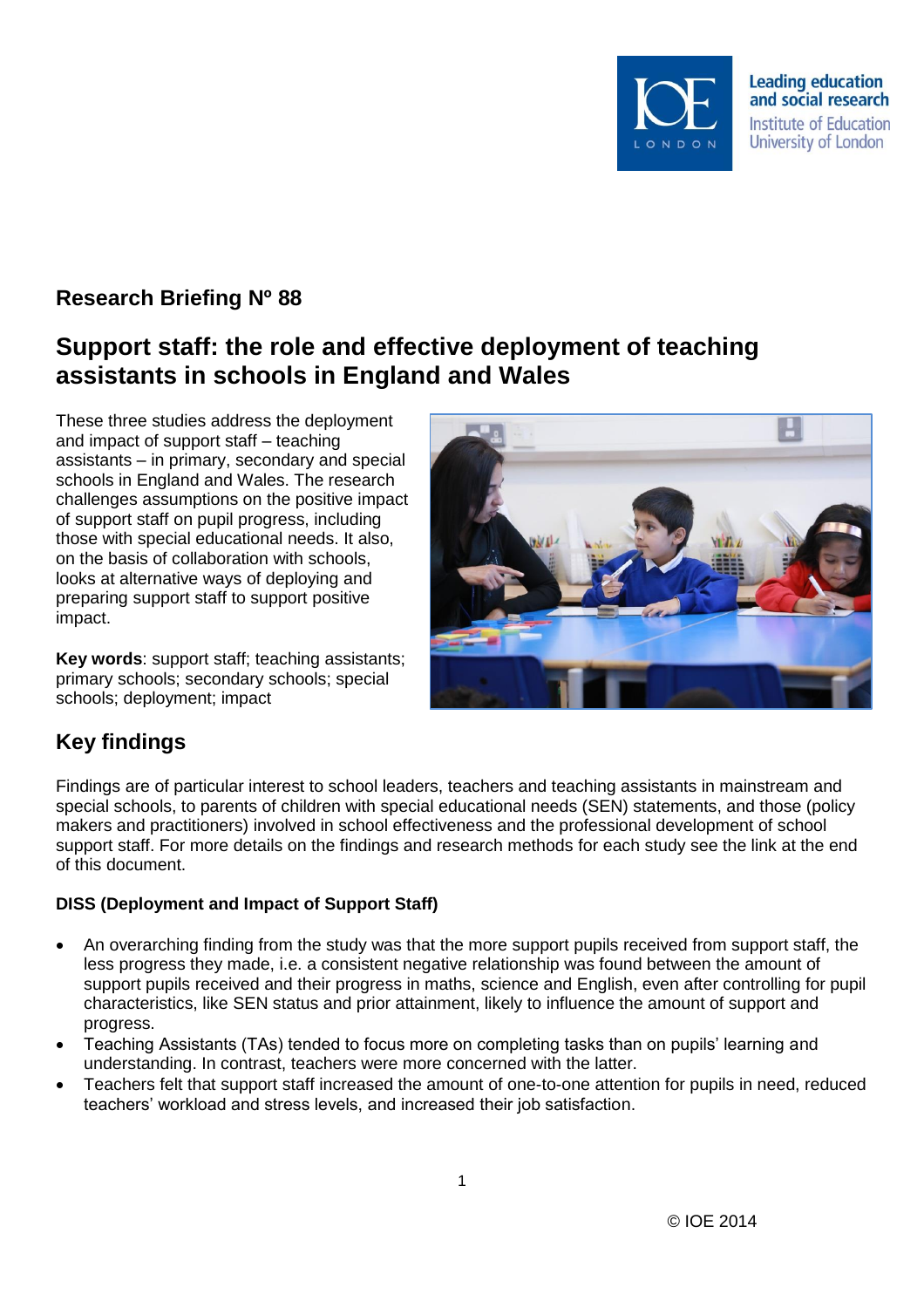**Research Briefing Nº 88**

# Support staff: the role and effective deployment of teaching assistants in schools in England and Wales

These three studies address the deployment and impact of support staff – teaching assistants – in primary, secondary and special schools in England and Wales. The research challenges assumptions on the positive impact of support staff on pupil progress, including those with special educational needs. It also, on the basis of collaboration with schools, looks at alternative ways of deploying and preparing support staff to support positive impact.

**Key words**: support staff; teaching assistants; primary schools; secondary schools; special schools; deployment; impact

## Key findings

Findings are of particular interest to school leaders, teachers and teaching assistants in mainstream and special schools, to parents of children with special educational needs (SEN) statements, and those (policy makers and practitioners) involved in school effectiveness and the professional development of school support staff. For more details on the findings and research methods for each study see the link at the end of this document.

### DISS (Deployment and Impact of Support Staff)

- An overarching finding from the study was that the more support pupils received from support staff, the less progress they made, i.e. a consistent negative relationship was found between the amount of support pupils received and their progress in maths, science and English, even after controlling for pupil characteristics, like SEN status and prior attainment, likely to influence the amount of support and progress.
- Teaching Assistants (TAs) tended to focus more on completing tasks than on pupils' learning and understanding. In contrast, teachers were more concerned with the latter.
- Teachers felt that support staff increased the amount of one-to-one attention for pupils in need, reduced teachers' workload and stress levels, and increased their job satisfaction.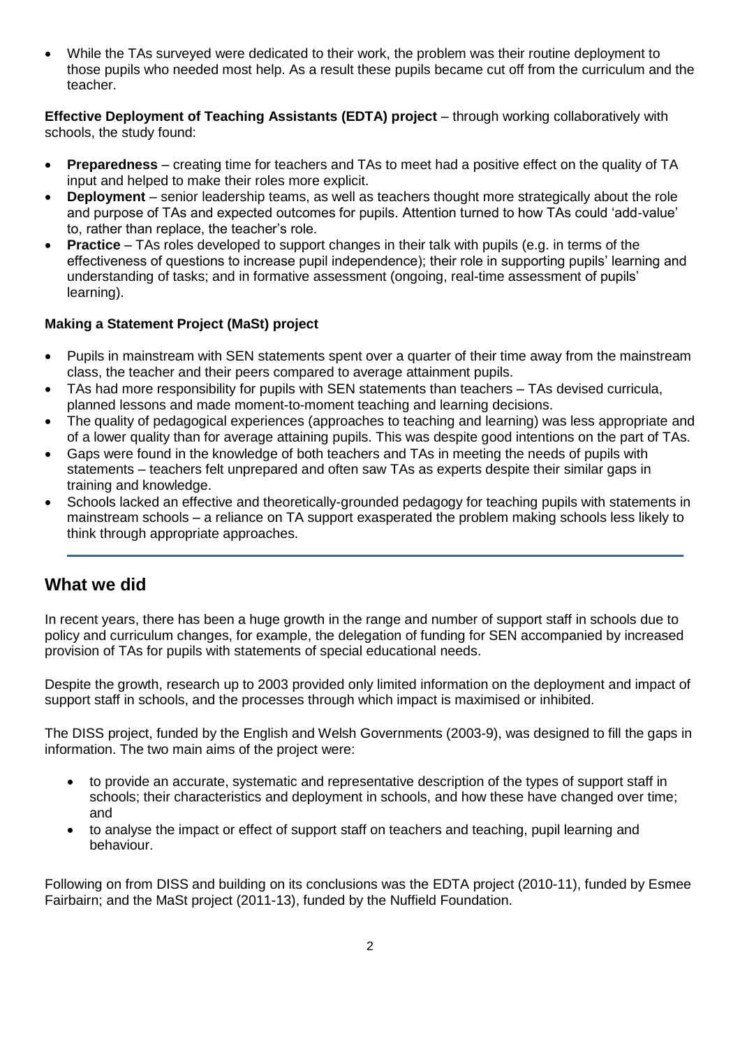- While the TAs surveyed were dedicated to their work, the problem was their routine deployment to those pupils who needed most help. As a result these pupils became cut off from the curriculum and the teacher.

**Effective Deployment of Teaching Assistants (EDTA) project** – through working collaboratively with schools, the study found:

- **Preparedness** – creating time for teachers and TAs to meet had a positive effect on the quality of TA input and helped to make their roles more explicit.
- **Deployment** – senior leadership teams, as well as teachers thought more strategically about the role and purpose of TAs and expected outcomes for pupils. Attention turned to how TAs could 'add-value' to, rather than replace, the teacher's role.
- **Practice** – TAs roles developed to support changes in their talk with pupils (e.g. in terms of the effectiveness of questions to increase pupil independence); their role in supporting pupils' learning and understanding of tasks; and in formative assessment (ongoing, real-time assessment of pupils' learning).

**Making a Statement Project (MaSt) project**

- Pupils in mainstream with SEN statements spent over a quarter of their time away from the mainstream class, the teacher and their peers compared to average attainment pupils.
- TAs had more responsibility for pupils with SEN statements than teachers – TAs devised curricula, planned lessons and made moment-to-moment teaching and learning decisions.
- The quality of pedagogical experiences (approaches to teaching and learning) was less appropriate and of a lower quality than for average attaining pupils. This was despite good intentions on the part of TAs.
- Gaps were found in the knowledge of both teachers and TAs in meeting the needs of pupils with statements – teachers felt unprepared and often saw TAs as experts despite their similar gaps in training and knowledge.
- Schools lacked an effective and theoretically-grounded pedagogy for teaching pupils with statements in mainstream schools – a reliance on TA support exasperated the problem making schools less likely to think through appropriate approaches.

## What we did

In recent years, there has been a huge growth in the range and number of support staff in schools due to policy and curriculum changes, for example, the delegation of funding for SEN accompanied by increased provision of TAs for pupils with statements of special educational needs.

Despite the growth, research up to 2003 provided only limited information on the deployment and impact of support staff in schools, and the processes through which impact is maximised or inhibited.

The DISS project, funded by the English and Welsh Governments (2003-9), was designed to fill the gaps in information. The two main aims of the project were:

- to provide an accurate, systematic and representative description of the types of support staff in schools; their characteristics and deployment in schools, and how these have changed over time; and
- to analyse the impact or effect of support staff on teachers and teaching, pupil learning and behaviour.

Following on from DISS and building on its conclusions was the EDTA project (2010-11), funded by Esmee Fairbairn; and the MaSt project (2011-13), funded by the Nuffield Foundation.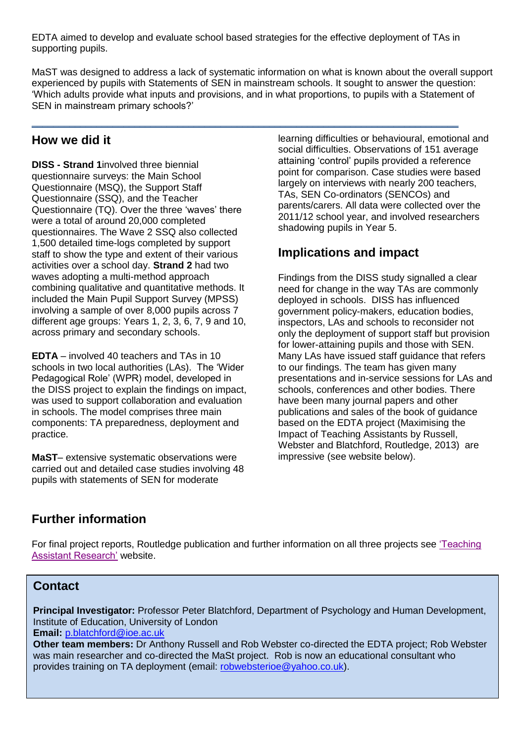EDTA aimed to develop and evaluate school based strategies for the effective deployment of TAs in supporting pupils.

MaST was designed to address a lack of systematic information on what is known about the overall support experienced by pupils with Statements of SEN in mainstream schools. It sought to answer the question: 'Which adults provide what inputs and provisions, and in what proportions, to pupils with a Statement of SEN in mainstream primary schools?'

## How we did it

**DISS - Strand 1**involved three biennial questionnaire surveys: the Main School Questionnaire (MSQ), the Support Staff Questionnaire (SSQ), and the Teacher Questionnaire (TQ). Over the three 'waves' there were a total of around 20,000 completed questionnaires. The Wave 2 SSQ also collected 1,500 detailed time-logs completed by support staff to show the type and extent of their various activities over a school day. **Strand 2** had two waves adopting a multi-method approach combining qualitative and quantitative methods. It included the Main Pupil Support Survey (MPSS) involving a sample of over 8,000 pupils across 7 different age groups: Years 1, 2, 3, 6, 7, 9 and 10, across primary and secondary schools.

**EDTA** – involved 40 teachers and TAs in 10 schools in two local authorities (LAs). The 'Wider Pedagogical Role' (WPR) model, developed in the DISS project to explain the findings on impact, was used to support collaboration and evaluation in schools. The model comprises three main components: TA preparedness, deployment and practice.

**MaST**– extensive systematic observations were carried out and detailed case studies involving 48 pupils with statements of SEN for moderate learning difficulties or behavioural, emotional and social difficulties. Observations of 151 average attaining 'control' pupils provided a reference point for comparison. Case studies were based largely on interviews with nearly 200 teachers, TAs, SEN Co-ordinators (SENCOs) and parents/carers. All data were collected over the 2011/12 school year, and involved researchers shadowing pupils in Year 5.

## Implications and impact

Findings from the DISS study signalled a clear need for change in the way TAs are commonly deployed in schools. DISS has influenced government policy-makers, education bodies, inspectors, LAs and schools to reconsider not only the deployment of support staff but provision for lower-attaining pupils and those with SEN. Many LAs have issued staff guidance that refers to our findings. The team has given many presentations and in-service sessions for LAs and schools, conferences and other bodies. There have been many journal papers and other publications and sales of the book of guidance based on the EDTA project (Maximising the Impact of Teaching Assistants by Russell, Webster and Blatchford, Routledge, 2013) are impressive (see website below).

## Further information

For final project reports, Routledge publication and further information on all three projects see ['Teaching Assistant Research'](#) website.

## Contact

**Principal Investigator:** Professor Peter Blatchford, Department of Psychology and Human Development, Institute of Education, University of London
**Email:** p.blatchford@ioe.ac.uk
**Other team members:** Dr Anthony Russell and Rob Webster co-directed the EDTA project; Rob Webster was main researcher and co-directed the MaSt project. Rob is now an educational consultant who provides training on TA deployment (email: robwebsterioe@yahoo.co.uk).